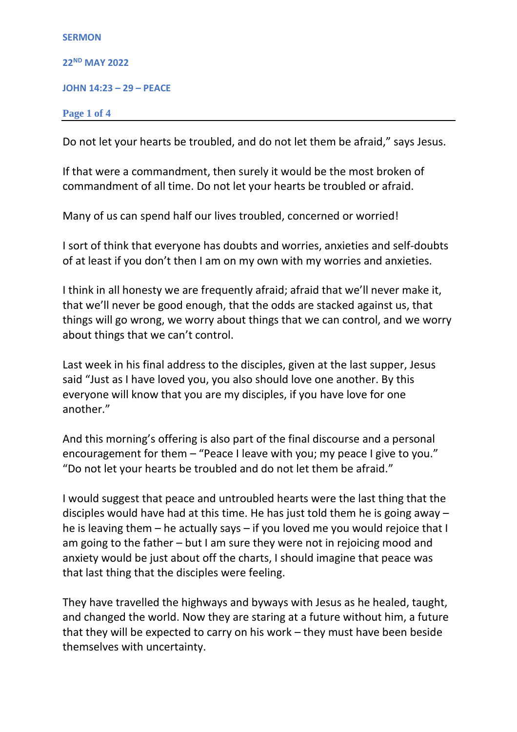**SERMON**

**22ND MAY 2022**

**JOHN 14:23 – 29 – PEACE**

Do not let your hearts be troubled, and do not let them be afraid," says Jesus.

If that were a commandment, then surely it would be the most broken of commandment of all time. Do not let your hearts be troubled or afraid.

Many of us can spend half our lives troubled, concerned or worried!

I sort of think that everyone has doubts and worries, anxieties and self-doubts of at least if you don't then I am on my own with my worries and anxieties.

I think in all honesty we are frequently afraid; afraid that we'll never make it, that we'll never be good enough, that the odds are stacked against us, that things will go wrong, we worry about things that we can control, and we worry about things that we can't control.

Last week in his final address to the disciples, given at the last supper, Jesus said "Just as I have loved you, you also should love one another. By this everyone will know that you are my disciples, if you have love for one another."

And this morning's offering is also part of the final discourse and a personal encouragement for them – "Peace I leave with you; my peace I give to you." "Do not let your hearts be troubled and do not let them be afraid."

I would suggest that peace and untroubled hearts were the last thing that the disciples would have had at this time. He has just told them he is going away – he is leaving them – he actually says – if you loved me you would rejoice that I am going to the father – but I am sure they were not in rejoicing mood and anxiety would be just about off the charts, I should imagine that peace was that last thing that the disciples were feeling.

They have travelled the highways and byways with Jesus as he healed, taught, and changed the world. Now they are staring at a future without him, a future that they will be expected to carry on his work – they must have been beside themselves with uncertainty.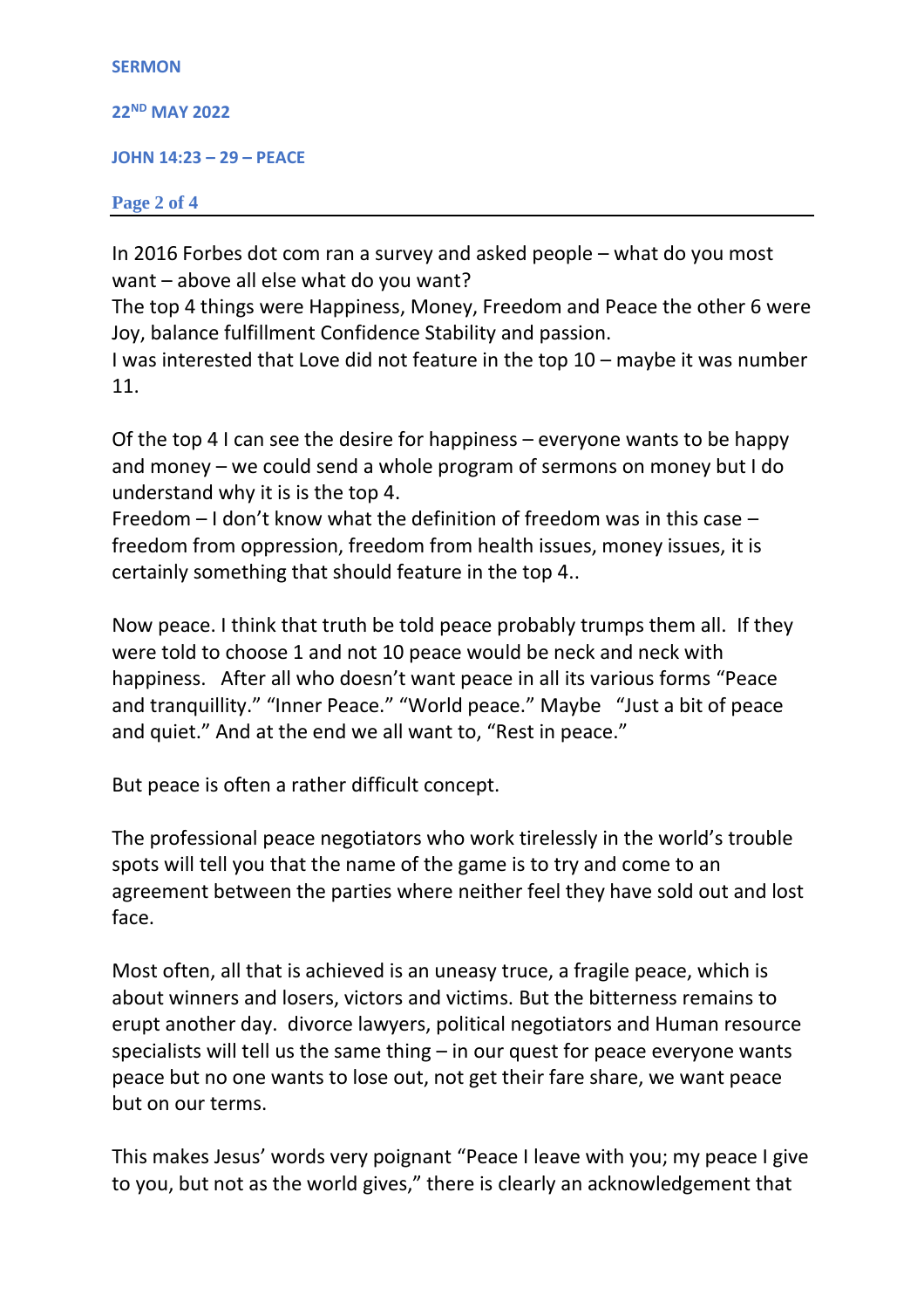In 2016 Forbes dot com ran a survey and asked people – what do you most want – above all else what do you want?
The top 4 things were Happiness, Money, Freedom and Peace the other 6 were Joy, balance fulfillment Confidence Stability and passion.
I was interested that Love did not feature in the top 10 – maybe it was number 11.

Of the top 4 I can see the desire for happiness – everyone wants to be happy and money – we could send a whole program of sermons on money but I do understand why it is is the top 4.
Freedom – I don't know what the definition of freedom was in this case – freedom from oppression, freedom from health issues, money issues, it is certainly something that should feature in the top 4..

Now peace. I think that truth be told peace probably trumps them all. If they were told to choose 1 and not 10 peace would be neck and neck with happiness. After all who doesn't want peace in all its various forms "Peace and tranquillity." "Inner Peace." "World peace." Maybe "Just a bit of peace and quiet." And at the end we all want to, "Rest in peace."

But peace is often a rather difficult concept.

The professional peace negotiators who work tirelessly in the world's trouble spots will tell you that the name of the game is to try and come to an agreement between the parties where neither feel they have sold out and lost face.

Most often, all that is achieved is an uneasy truce, a fragile peace, which is about winners and losers, victors and victims. But the bitterness remains to erupt another day. divorce lawyers, political negotiators and Human resource specialists will tell us the same thing – in our quest for peace everyone wants peace but no one wants to lose out, not get their fare share, we want peace but on our terms.

This makes Jesus' words very poignant "Peace I leave with you; my peace I give to you, but not as the world gives," there is clearly an acknowledgement that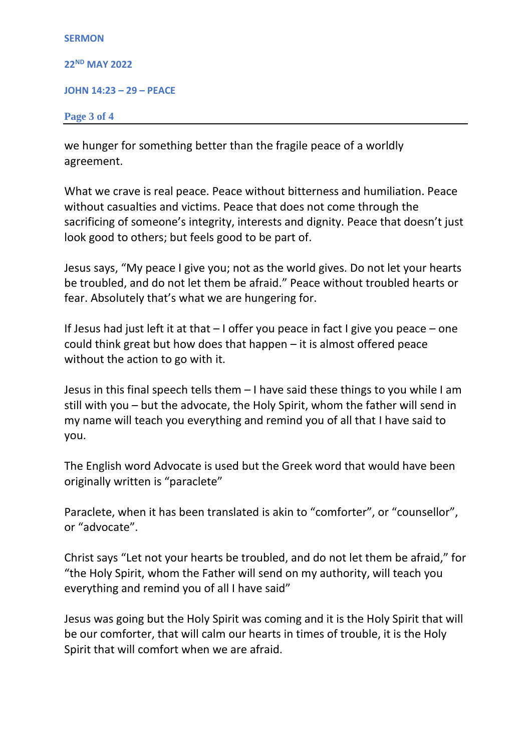we hunger for something better than the fragile peace of a worldly agreement.

What we crave is real peace. Peace without bitterness and humiliation. Peace without casualties and victims. Peace that does not come through the sacrificing of someone's integrity, interests and dignity. Peace that doesn't just look good to others; but feels good to be part of.

Jesus says, "My peace I give you; not as the world gives. Do not let your hearts be troubled, and do not let them be afraid." Peace without troubled hearts or fear. Absolutely that's what we are hungering for.

If Jesus had just left it at that – I offer you peace in fact I give you peace – one could think great but how does that happen – it is almost offered peace without the action to go with it.

Jesus in this final speech tells them – I have said these things to you while I am still with you – but the advocate, the Holy Spirit, whom the father will send in my name will teach you everything and remind you of all that I have said to you.

The English word Advocate is used but the Greek word that would have been originally written is "paraclete"

Paraclete, when it has been translated is akin to "comforter", or "counsellor", or "advocate".

Christ says "Let not your hearts be troubled, and do not let them be afraid," for "the Holy Spirit, whom the Father will send on my authority, will teach you everything and remind you of all I have said"

Jesus was going but the Holy Spirit was coming and it is the Holy Spirit that will be our comforter, that will calm our hearts in times of trouble, it is the Holy Spirit that will comfort when we are afraid.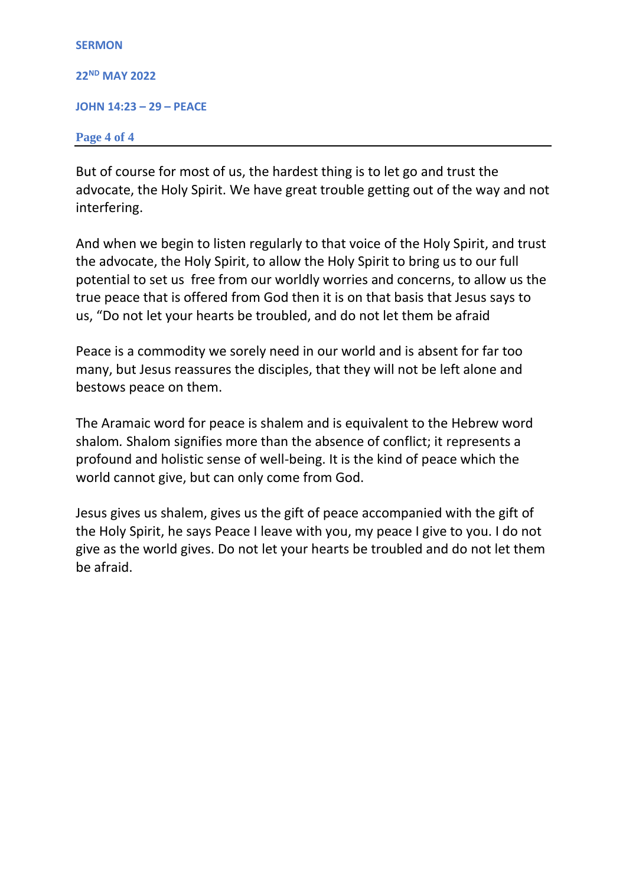But of course for most of us, the hardest thing is to let go and trust the advocate, the Holy Spirit. We have great trouble getting out of the way and not interfering.

And when we begin to listen regularly to that voice of the Holy Spirit, and trust the advocate, the Holy Spirit, to allow the Holy Spirit to bring us to our full potential to set us free from our worldly worries and concerns, to allow us the true peace that is offered from God then it is on that basis that Jesus says to us, “Do not let your hearts be troubled, and do not let them be afraid

Peace is a commodity we sorely need in our world and is absent for far too many, but Jesus reassures the disciples, that they will not be left alone and bestows peace on them.

The Aramaic word for peace is shalem and is equivalent to the Hebrew word shalom. Shalom signifies more than the absence of conflict; it represents a profound and holistic sense of well-being. It is the kind of peace which the world cannot give, but can only come from God.

Jesus gives us shalem, gives us the gift of peace accompanied with the gift of the Holy Spirit, he says Peace I leave with you, my peace I give to you. I do not give as the world gives. Do not let your hearts be troubled and do not let them be afraid.